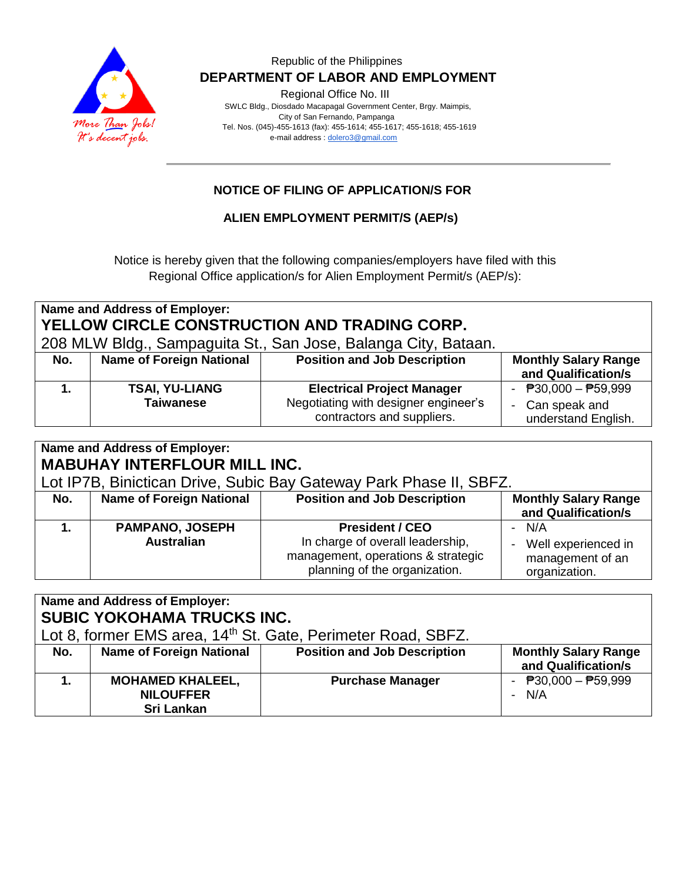Republic of the Philippines

**DEPARTMENT OF LABOR AND EMPLOYMENT**

Regional Office No. III

SWLC Bldg., Diosdado Macapagal Government Center, Brgy. Maimpis, City of San Fernando, Pampanga

Tel. Nos. (045)-455-1613 (fax): 455-1614; 455-1617; 455-1618; 455-1619

e-mail address : dolero3@gmail.com

## NOTICE OF FILING OF APPLICATION/S FOR

## ALIEN EMPLOYMENT PERMIT/S (AEP/s)

Notice is hereby given that the following companies/employers have filed with this Regional Office application/s for Alien Employment Permit/s (AEP/s):

**Name and Address of Employer:**
**YELLOW CIRCLE CONSTRUCTION AND TRADING CORP.**
208 MLW Bldg., Sampaguita St., San Jose, Balanga City, Bataan.

| No. | Name of Foreign National | Position and Job Description | Monthly Salary Range and Qualification/s |
|---|---|---|---|
| **1.** | **TSAI, YU-LIANG**<br>**Taiwanese** | **Electrical Project Manager**<br>Negotiating with designer engineer's contractors and suppliers. | - ₱30,000 – ₱59,999<br>- Can speak and understand English. |

**Name and Address of Employer:**
**MABUHAY INTERFLOUR MILL INC.**
Lot IP7B, Binictican Drive, Subic Bay Gateway Park Phase II, SBFZ.

| No. | Name of Foreign National | Position and Job Description | Monthly Salary Range and Qualification/s |
|---|---|---|---|
| **1.** | **PAMPANO, JOSEPH**<br>**Australian** | **President / CEO**<br>In charge of overall leadership, management, operations & strategic planning of the organization. | - N/A<br>- Well experienced in management of an organization. |

**Name and Address of Employer:**
**SUBIC YOKOHAMA TRUCKS INC.**
Lot 8, former EMS area, 14th St. Gate, Perimeter Road, SBFZ.

| No. | Name of Foreign National | Position and Job Description | Monthly Salary Range and Qualification/s |
|---|---|---|---|
| **1.** | **MOHAMED KHALEEL, NILOUFFER**<br>**Sri Lankan** | **Purchase Manager** | - ₱30,000 – ₱59,999<br>- N/A |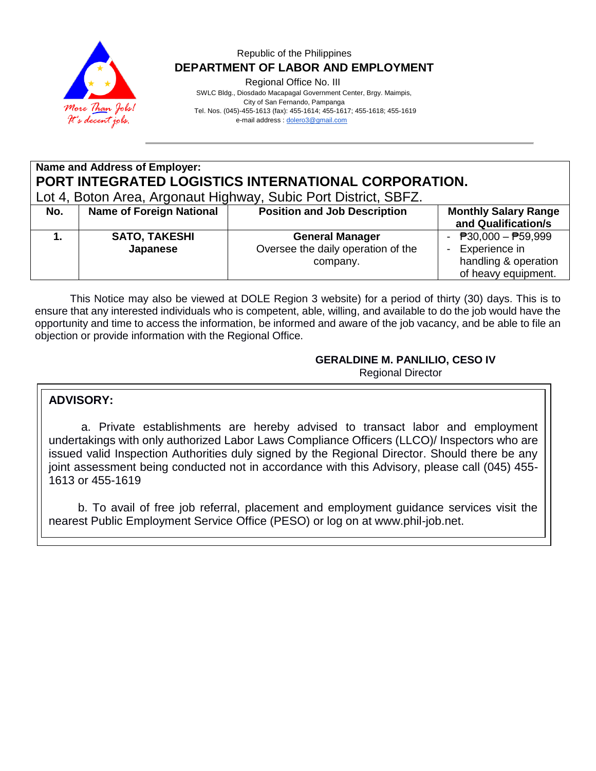Republic of the Philippines

**DEPARTMENT OF LABOR AND EMPLOYMENT**

Regional Office No. III

SWLC Bldg., Diosdado Macapagal Government Center, Brgy. Maimpis, City of San Fernando, Pampanga

Tel. Nos. (045)-455-1613 (fax): 455-1614; 455-1617; 455-1618; 455-1619

e-mail address : dolero3@gmail.com

---

**Name and Address of Employer:**

**PORT INTEGRATED LOGISTICS INTERNATIONAL CORPORATION.**

Lot 4, Boton Area, Argonaut Highway, Subic Port District, SBFZ.

| No. | Name of Foreign National | Position and Job Description | Monthly Salary Range and Qualification/s |
|---|---|---|---|
| **1.** | **SATO, TAKESHI** **Japanese** | **General Manager** Oversee the daily operation of the company. | - ₱30,000 – ₱59,999 - Experience in handling & operation of heavy equipment. |

This Notice may also be viewed at DOLE Region 3 website) for a period of thirty (30) days. This is to ensure that any interested individuals who is competent, able, willing, and available to do the job would have the opportunity and time to access the information, be informed and aware of the job vacancy, and be able to file an objection or provide information with the Regional Office.

**GERALDINE M. PANLILIO, CESO IV**
Regional Director

**ADVISORY:**

a. Private establishments are hereby advised to transact labor and employment undertakings with only authorized Labor Laws Compliance Officers (LLCO)/ Inspectors who are issued valid Inspection Authorities duly signed by the Regional Director. Should there be any joint assessment being conducted not in accordance with this Advisory, please call (045) 455-1613 or 455-1619

b. To avail of free job referral, placement and employment guidance services visit the nearest Public Employment Service Office (PESO) or log on at www.phil-job.net.